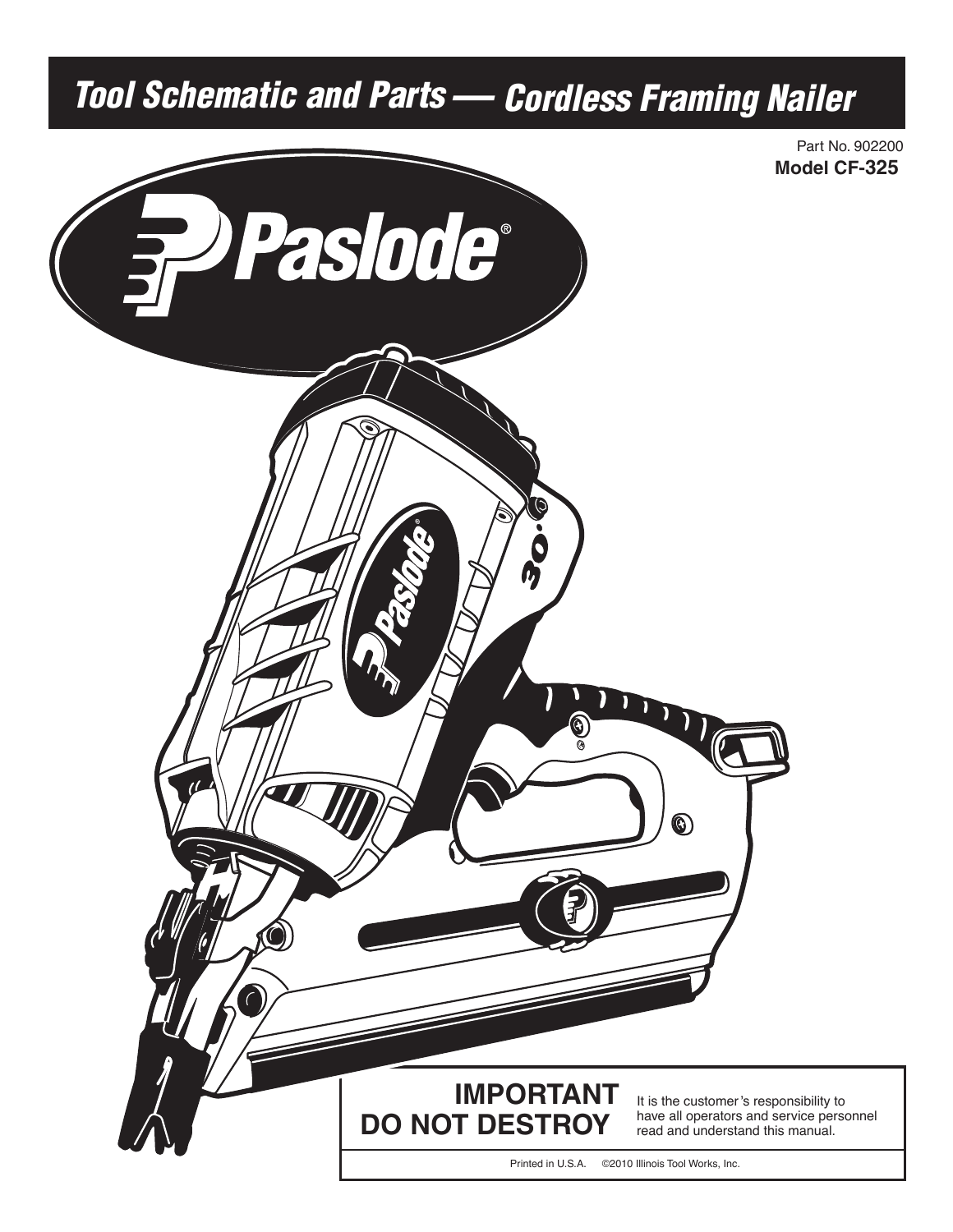# *Tool Schematic and Parts — Cordless Framing Nailer*

Part No. 902200

**Model CF-325**

**IMPORTANT**
**DO NOT DESTROY**

It is the customer's responsibility to have all operators and service personnel read and understand this manual.

Printed in U.S.A. ©2010 Illinois Tool Works, Inc.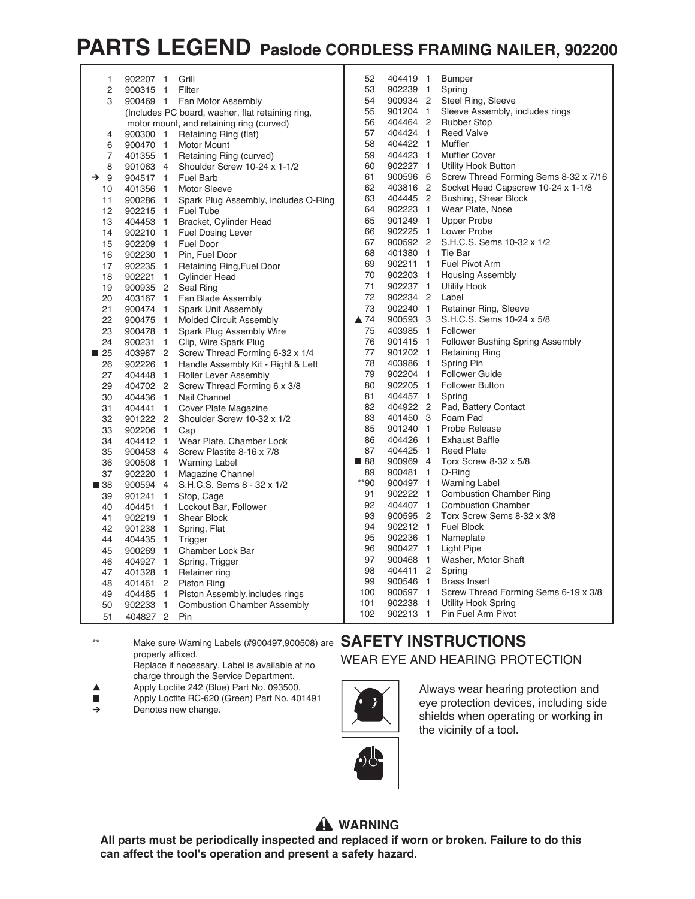# PARTS LEGEND Paslode CORDLESS FRAMING NAILER, 902200

| Ref | Part No. | Qty | Description |
|---|---|---|---|
| 1 | 902207 | 1 | Grill |
| 2 | 900315 | 1 | Filter |
| 3 | 900469 | 1 | Fan Motor Assembly (Includes PC board, washer, flat retaining ring, motor mount, and retaining ring (curved) |
| 4 | 900300 | 1 | Retaining Ring (flat) |
| 6 | 900470 | 1 | Motor Mount |
| 7 | 401355 | 1 | Retaining Ring (curved) |
| 8 | 901063 | 4 | Shoulder Screw 10-24 x 1-1/2 |
| ➔ 9 | 904517 | 1 | Fuel Barb |
| 10 | 401356 | 1 | Motor Sleeve |
| 11 | 900286 | 1 | Spark Plug Assembly, includes O-Ring |
| 12 | 902215 | 1 | Fuel Tube |
| 13 | 404453 | 1 | Bracket, Cylinder Head |
| 14 | 902210 | 1 | Fuel Dosing Lever |
| 15 | 902209 | 1 | Fuel Door |
| 16 | 902230 | 1 | Pin, Fuel Door |
| 17 | 902235 | 1 | Retaining Ring,Fuel Door |
| 18 | 902221 | 1 | Cylinder Head |
| 19 | 900935 | 2 | Seal Ring |
| 20 | 403167 | 1 | Fan Blade Assembly |
| 21 | 900474 | 1 | Spark Unit Assembly |
| 22 | 900475 | 1 | Molded Circuit Assembly |
| 23 | 900478 | 1 | Spark Plug Assembly Wire |
| 24 | 900231 | 1 | Clip, Wire Spark Plug |
| ■ 25 | 403987 | 2 | Screw Thread Forming 6-32 x 1/4 |
| 26 | 902226 | 1 | Handle Assembly Kit - Right & Left |
| 27 | 404448 | 1 | Roller Lever Assembly |
| 29 | 404702 | 2 | Screw Thread Forming 6 x 3/8 |
| 30 | 404436 | 1 | Nail Channel |
| 31 | 404441 | 1 | Cover Plate Magazine |
| 32 | 901222 | 2 | Shoulder Screw 10-32 x 1/2 |
| 33 | 902206 | 1 | Cap |
| 34 | 404412 | 1 | Wear Plate, Chamber Lock |
| 35 | 900453 | 4 | Screw Plastite 8-16 x 7/8 |
| 36 | 900508 | 1 | Warning Label |
| 37 | 902220 | 1 | Magazine Channel |
| ■ 38 | 900594 | 4 | S.H.C.S. Sems 8 - 32 x 1/2 |
| 39 | 901241 | 1 | Stop, Cage |
| 40 | 404451 | 1 | Lockout Bar, Follower |
| 41 | 902219 | 1 | Shear Block |
| 42 | 901238 | 1 | Spring, Flat |
| 44 | 404435 | 1 | Trigger |
| 45 | 900269 | 1 | Chamber Lock Bar |
| 46 | 404927 | 1 | Spring, Trigger |
| 47 | 401328 | 1 | Retainer ring |
| 48 | 401461 | 2 | Piston Ring |
| 49 | 404485 | 1 | Piston Assembly,includes rings |
| 50 | 902233 | 1 | Combustion Chamber Assembly |
| 51 | 404827 | 2 | Pin |
| 52 | 404419 | 1 | Bumper |
| 53 | 902239 | 1 | Spring |
| 54 | 900934 | 2 | Steel Ring, Sleeve |
| 55 | 901204 | 1 | Sleeve Assembly, includes rings |
| 56 | 404464 | 2 | Rubber Stop |
| 57 | 404424 | 1 | Reed Valve |
| 58 | 404422 | 1 | Muffler |
| 59 | 404423 | 1 | Muffler Cover |
| 60 | 902227 | 1 | Utility Hook Button |
| 61 | 900596 | 6 | Screw Thread Forming Sems 8-32 x 7/16 |
| 62 | 403816 | 2 | Socket Head Capscrew 10-24 x 1-1/8 |
| 63 | 404445 | 2 | Bushing, Shear Block |
| 64 | 902223 | 1 | Wear Plate, Nose |
| 65 | 901249 | 1 | Upper Probe |
| 66 | 902225 | 1 | Lower Probe |
| 67 | 900592 | 2 | S.H.C.S. Sems 10-32 x 1/2 |
| 68 | 401380 | 1 | Tie Bar |
| 69 | 902211 | 1 | Fuel Pivot Arm |
| 70 | 902203 | 1 | Housing Assembly |
| 71 | 902237 | 1 | Utility Hook |
| 72 | 902234 | 2 | Label |
| 73 | 902240 | 1 | Retainer Ring, Sleeve |
| ▲ 74 | 900593 | 3 | S.H.C.S. Sems 10-24 x 5/8 |
| 75 | 403985 | 1 | Follower |
| 76 | 901415 | 1 | Follower Bushing Spring Assembly |
| 77 | 901202 | 1 | Retaining Ring |
| 78 | 403986 | 1 | Spring Pin |
| 79 | 902204 | 1 | Follower Guide |
| 80 | 902205 | 1 | Follower Button |
| 81 | 404457 | 1 | Spring |
| 82 | 404922 | 2 | Pad, Battery Contact |
| 83 | 401450 | 3 | Foam Pad |
| 85 | 901240 | 1 | Probe Release |
| 86 | 404426 | 1 | Exhaust Baffle |
| 87 | 404425 | 1 | Reed Plate |
| ■ 88 | 900969 | 4 | Torx Screw 8-32 x 5/8 |
| 89 | 900481 | 1 | O-Ring |
| **90 | 900497 | 1 | Warning Label |
| 91 | 902222 | 1 | Combustion Chamber Ring |
| 92 | 404407 | 1 | Combustion Chamber |
| 93 | 900595 | 2 | Torx Screw Sems 8-32 x 3/8 |
| 94 | 902212 | 1 | Fuel Block |
| 95 | 902236 | 1 | Nameplate |
| 96 | 900427 | 1 | Light Pipe |
| 97 | 900468 | 1 | Washer, Motor Shaft |
| 98 | 404411 | 2 | Spring |
| 99 | 900546 | 1 | Brass Insert |
| 100 | 900597 | 1 | Screw Thread Forming Sems 6-19 x 3/8 |
| 101 | 902238 | 1 | Utility Hook Spring |
| 102 | 902213 | 1 | Pin Fuel Arm Pivot |

** Make sure Warning Labels (#900497,900508) are properly affixed. Replace if necessary. Label is available at no charge through the Service Department.

▲ Apply Loctite 242 (Blue) Part No. 093500.

■ Apply Loctite RC-620 (Green) Part No. 401491

➔ Denotes new change.

## SAFETY INSTRUCTIONS

WEAR EYE AND HEARING PROTECTION

Always wear hearing protection and eye protection devices, including side shields when operating or working in the vicinity of a tool.

## ⚠ WARNING

**All parts must be periodically inspected and replaced if worn or broken. Failure to do this can affect the tool's operation and present a safety hazard**.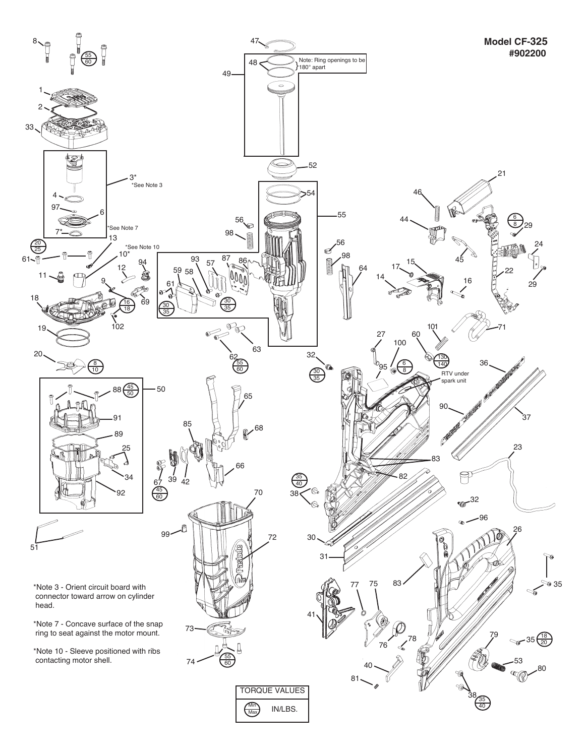# Model CF-325
## #902200

Note: Ring openings to be 180° apart

*See Note 3

*See Note 7

*See Note 10

RTV under spark unit

*Note 3 - Orient circuit board with connector toward arrow on cylinder head.

*Note 7 - Concave surface of the snap ring to seat against the motor mount.

*Note 10 - Sleeve positioned with ribs contacting motor shell.

| TORQUE VALUES | |
|---|---|
| Min / Max | IN/LBS. |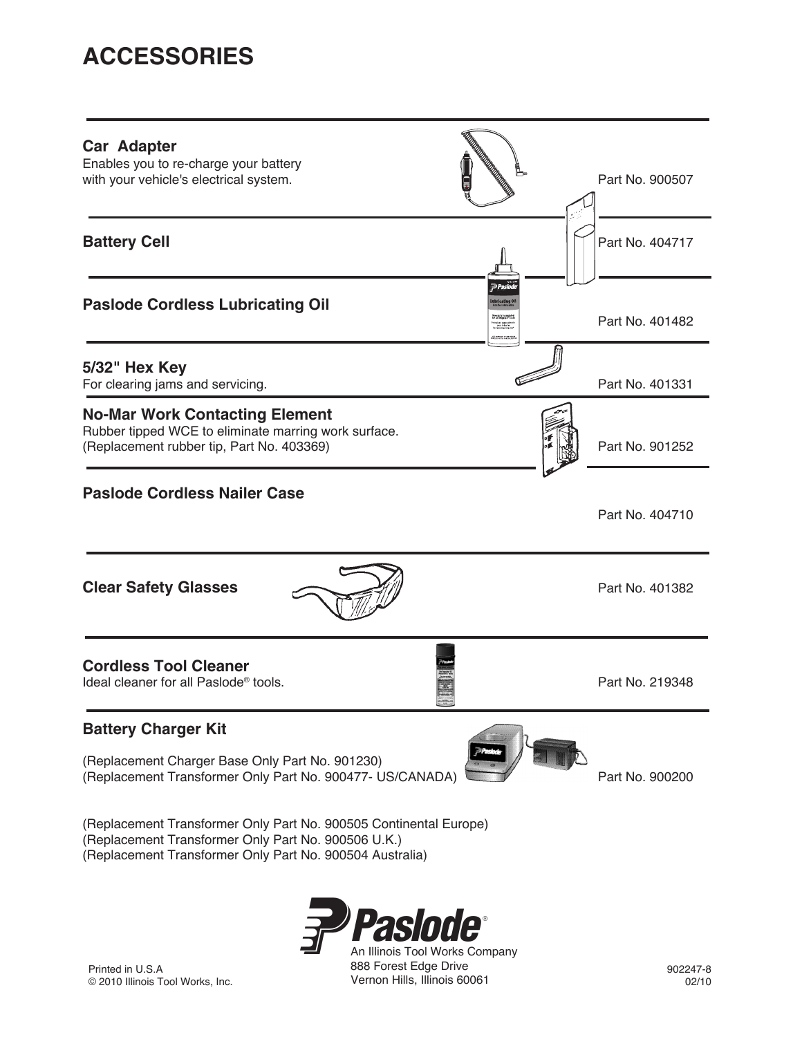# ACCESSORIES

**Car Adapter**
Enables you to re-charge your battery with your vehicle's electrical system.
Part No. 900507

**Battery Cell**
Part No. 404717

**Paslode Cordless Lubricating Oil**
Part No. 401482

**5/32" Hex Key**
For clearing jams and servicing.
Part No. 401331

**No-Mar Work Contacting Element**
Rubber tipped WCE to eliminate marring work surface.
(Replacement rubber tip, Part No. 403369)
Part No. 901252

**Paslode Cordless Nailer Case**
Part No. 404710

**Clear Safety Glasses**
Part No. 401382

**Cordless Tool Cleaner**
Ideal cleaner for all Paslode® tools.
Part No. 219348

**Battery Charger Kit**
(Replacement Charger Base Only Part No. 901230)
(Replacement Transformer Only Part No. 900477- US/CANADA)
Part No. 900200

(Replacement Transformer Only Part No. 900505 Continental Europe)
(Replacement Transformer Only Part No. 900506 U.K.)
(Replacement Transformer Only Part No. 900504 Australia)

Paslode®
An Illinois Tool Works Company
888 Forest Edge Drive
Vernon Hills, Illinois 60061

Printed in U.S.A
© 2010 Illinois Tool Works, Inc.

902247-8
02/10